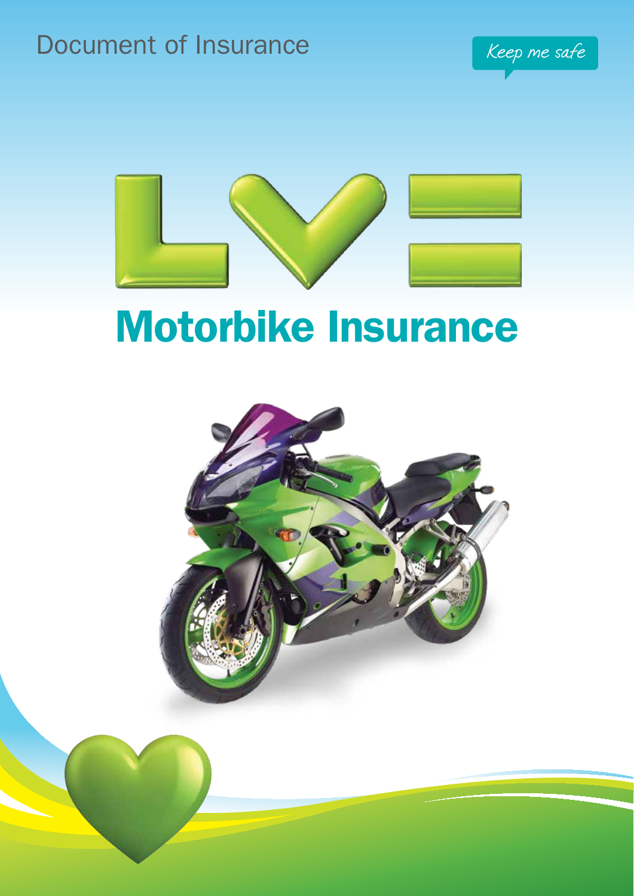Document of Insurance

Keep me safe

LV=

# Motorbike Insurance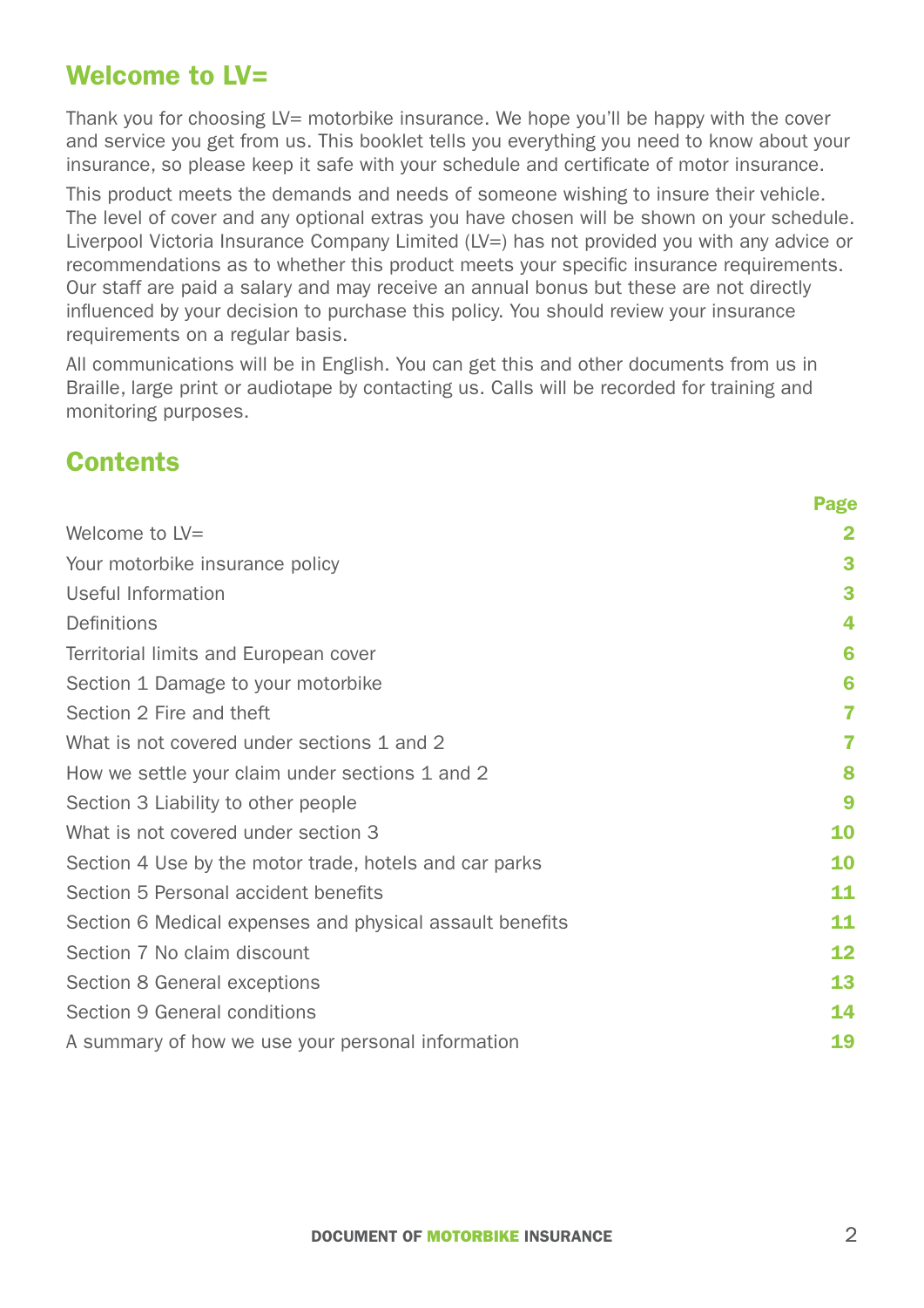## Welcome to LV=

Thank you for choosing LV= motorbike insurance. We hope you'll be happy with the cover and service you get from us. This booklet tells you everything you need to know about your insurance, so please keep it safe with your schedule and certificate of motor insurance.

This product meets the demands and needs of someone wishing to insure their vehicle. The level of cover and any optional extras you have chosen will be shown on your schedule. Liverpool Victoria Insurance Company Limited (LV=) has not provided you with any advice or recommendations as to whether this product meets your specific insurance requirements. Our staff are paid a salary and may receive an annual bonus but these are not directly influenced by your decision to purchase this policy. You should review your insurance requirements on a regular basis.

All communications will be in English. You can get this and other documents from us in Braille, large print or audiotape by contacting us. Calls will be recorded for training and monitoring purposes.

## Contents

| | Page |
|---|---|
| Welcome to LV= | 2 |
| Your motorbike insurance policy | 3 |
| Useful Information | 3 |
| Definitions | 4 |
| Territorial limits and European cover | 6 |
| Section 1 Damage to your motorbike | 6 |
| Section 2 Fire and theft | 7 |
| What is not covered under sections 1 and 2 | 7 |
| How we settle your claim under sections 1 and 2 | 8 |
| Section 3 Liability to other people | 9 |
| What is not covered under section 3 | 10 |
| Section 4 Use by the motor trade, hotels and car parks | 10 |
| Section 5 Personal accident benefits | 11 |
| Section 6 Medical expenses and physical assault benefits | 11 |
| Section 7 No claim discount | 12 |
| Section 8 General exceptions | 13 |
| Section 9 General conditions | 14 |
| A summary of how we use your personal information | 19 |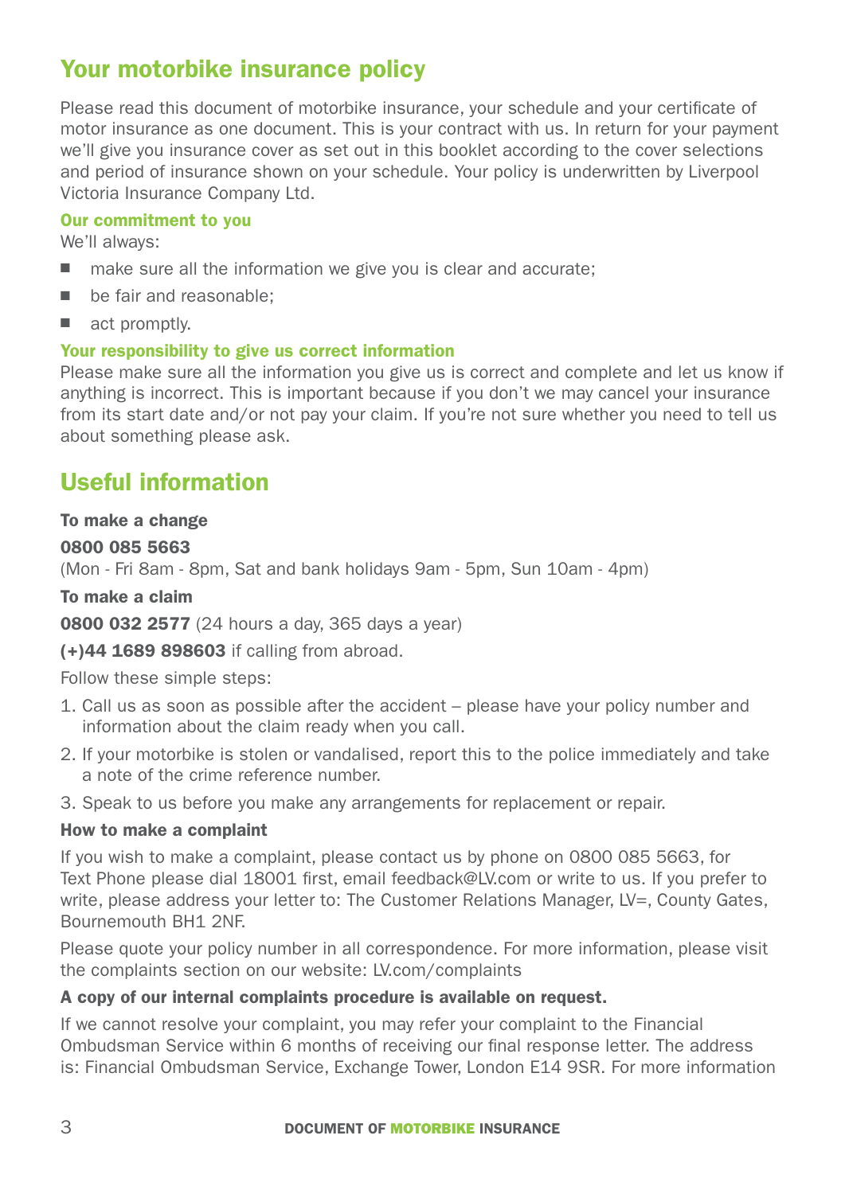## Your motorbike insurance policy

Please read this document of motorbike insurance, your schedule and your certificate of motor insurance as one document. This is your contract with us. In return for your payment we'll give you insurance cover as set out in this booklet according to the cover selections and period of insurance shown on your schedule. Your policy is underwritten by Liverpool Victoria Insurance Company Ltd.

### Our commitment to you

We'll always:

- make sure all the information we give you is clear and accurate;
- be fair and reasonable;
- act promptly.

### Your responsibility to give us correct information

Please make sure all the information you give us is correct and complete and let us know if anything is incorrect. This is important because if you don't we may cancel your insurance from its start date and/or not pay your claim. If you're not sure whether you need to tell us about something please ask.

## Useful information

**To make a change**

**0800 085 5663**

(Mon - Fri 8am - 8pm, Sat and bank holidays 9am - 5pm, Sun 10am - 4pm)

**To make a claim**

**0800 032 2577** (24 hours a day, 365 days a year)

**(+)44 1689 898603** if calling from abroad.

Follow these simple steps:

1. Call us as soon as possible after the accident – please have your policy number and information about the claim ready when you call.
2. If your motorbike is stolen or vandalised, report this to the police immediately and take a note of the crime reference number.
3. Speak to us before you make any arrangements for replacement or repair.

**How to make a complaint**

If you wish to make a complaint, please contact us by phone on 0800 085 5663, for Text Phone please dial 18001 first, email feedback@LV.com or write to us. If you prefer to write, please address your letter to: The Customer Relations Manager, LV=, County Gates, Bournemouth BH1 2NF.

Please quote your policy number in all correspondence. For more information, please visit the complaints section on our website: LV.com/complaints

**A copy of our internal complaints procedure is available on request.**

If we cannot resolve your complaint, you may refer your complaint to the Financial Ombudsman Service within 6 months of receiving our final response letter. The address is: Financial Ombudsman Service, Exchange Tower, London E14 9SR. For more information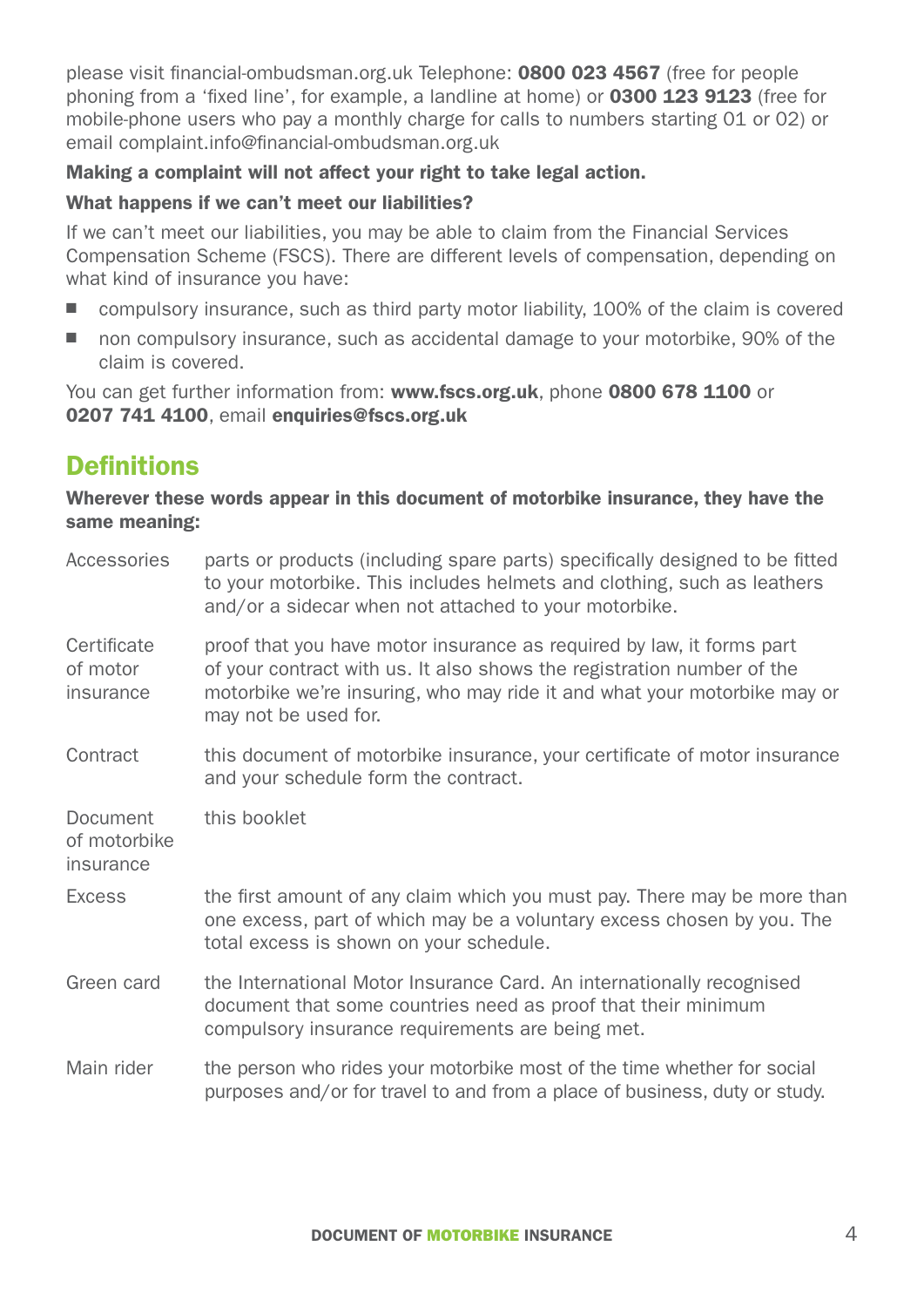please visit financial-ombudsman.org.uk Telephone: **0800 023 4567** (free for people phoning from a 'fixed line', for example, a landline at home) or **0300 123 9123** (free for mobile-phone users who pay a monthly charge for calls to numbers starting 01 or 02) or email complaint.info@financial-ombudsman.org.uk

**Making a complaint will not affect your right to take legal action.**

**What happens if we can't meet our liabilities?**

If we can't meet our liabilities, you may be able to claim from the Financial Services Compensation Scheme (FSCS). There are different levels of compensation, depending on what kind of insurance you have:

- compulsory insurance, such as third party motor liability, 100% of the claim is covered
- non compulsory insurance, such as accidental damage to your motorbike, 90% of the claim is covered.

You can get further information from: **www.fscs.org.uk**, phone **0800 678 1100** or **0207 741 4100**, email **enquiries@fscs.org.uk**

## Definitions

**Wherever these words appear in this document of motorbike insurance, they have the same meaning:**

| | |
|---|---|
| Accessories | parts or products (including spare parts) specifically designed to be fitted to your motorbike. This includes helmets and clothing, such as leathers and/or a sidecar when not attached to your motorbike. |
| Certificate of motor insurance | proof that you have motor insurance as required by law, it forms part of your contract with us. It also shows the registration number of the motorbike we're insuring, who may ride it and what your motorbike may or may not be used for. |
| Contract | this document of motorbike insurance, your certificate of motor insurance and your schedule form the contract. |
| Document of motorbike insurance | this booklet |
| Excess | the first amount of any claim which you must pay. There may be more than one excess, part of which may be a voluntary excess chosen by you. The total excess is shown on your schedule. |
| Green card | the International Motor Insurance Card. An internationally recognised document that some countries need as proof that their minimum compulsory insurance requirements are being met. |
| Main rider | the person who rides your motorbike most of the time whether for social purposes and/or for travel to and from a place of business, duty or study. |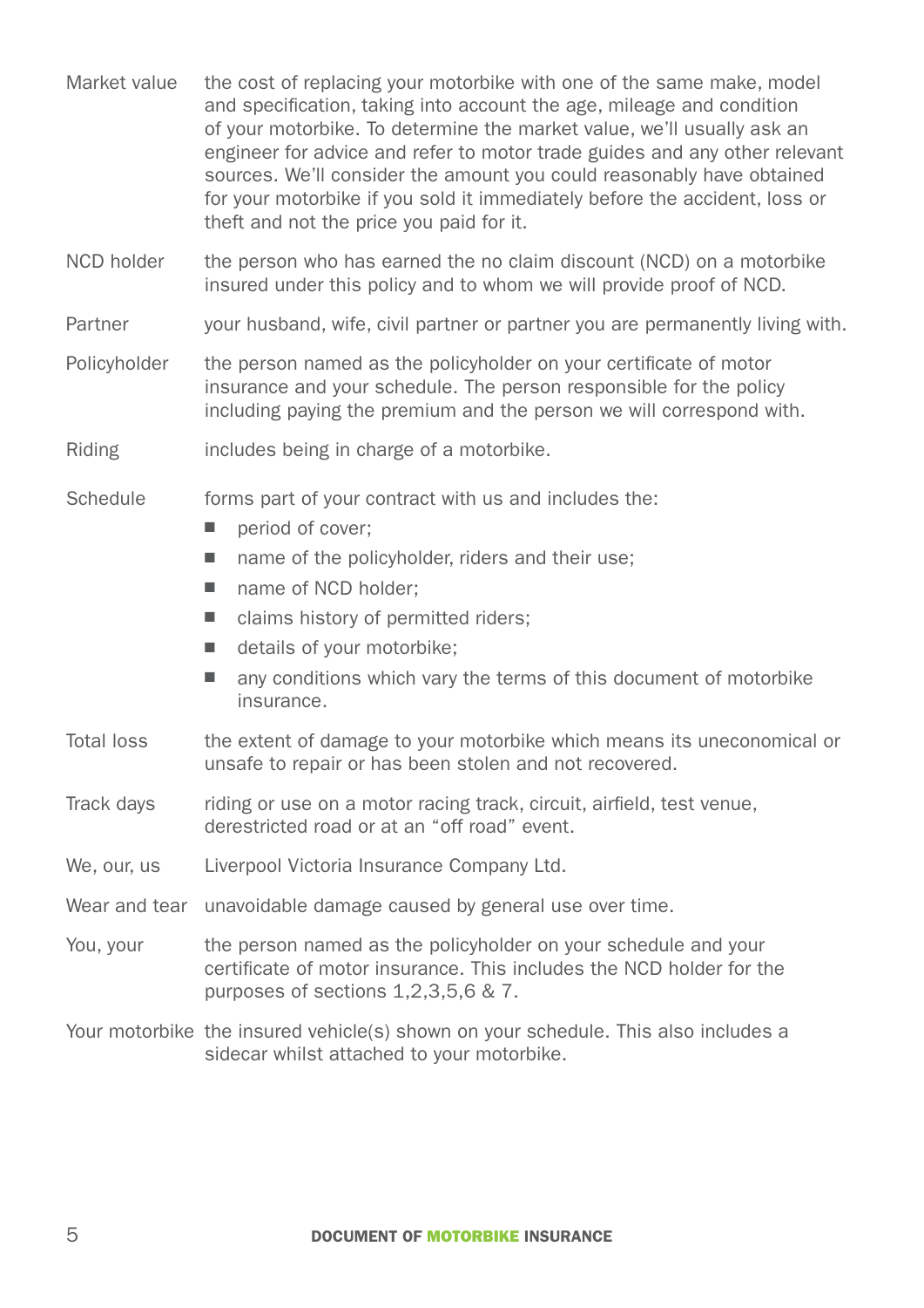| | |
|---|---|
| Market value | the cost of replacing your motorbike with one of the same make, model and specification, taking into account the age, mileage and condition of your motorbike. To determine the market value, we'll usually ask an engineer for advice and refer to motor trade guides and any other relevant sources. We'll consider the amount you could reasonably have obtained for your motorbike if you sold it immediately before the accident, loss or theft and not the price you paid for it. |
| NCD holder | the person who has earned the no claim discount (NCD) on a motorbike insured under this policy and to whom we will provide proof of NCD. |
| Partner | your husband, wife, civil partner or partner you are permanently living with. |
| Policyholder | the person named as the policyholder on your certificate of motor insurance and your schedule. The person responsible for the policy including paying the premium and the person we will correspond with. |
| Riding | includes being in charge of a motorbike. |
| Schedule | forms part of your contract with us and includes the:<br>■ period of cover;<br>■ name of the policyholder, riders and their use;<br>■ name of NCD holder;<br>■ claims history of permitted riders;<br>■ details of your motorbike;<br>■ any conditions which vary the terms of this document of motorbike insurance. |
| Total loss | the extent of damage to your motorbike which means its uneconomical or unsafe to repair or has been stolen and not recovered. |
| Track days | riding or use on a motor racing track, circuit, airfield, test venue, derestricted road or at an "off road" event. |
| We, our, us | Liverpool Victoria Insurance Company Ltd. |
| Wear and tear | unavoidable damage caused by general use over time. |
| You, your | the person named as the policyholder on your schedule and your certificate of motor insurance. This includes the NCD holder for the purposes of sections 1,2,3,5,6 & 7. |
| Your motorbike | the insured vehicle(s) shown on your schedule. This also includes a sidecar whilst attached to your motorbike. |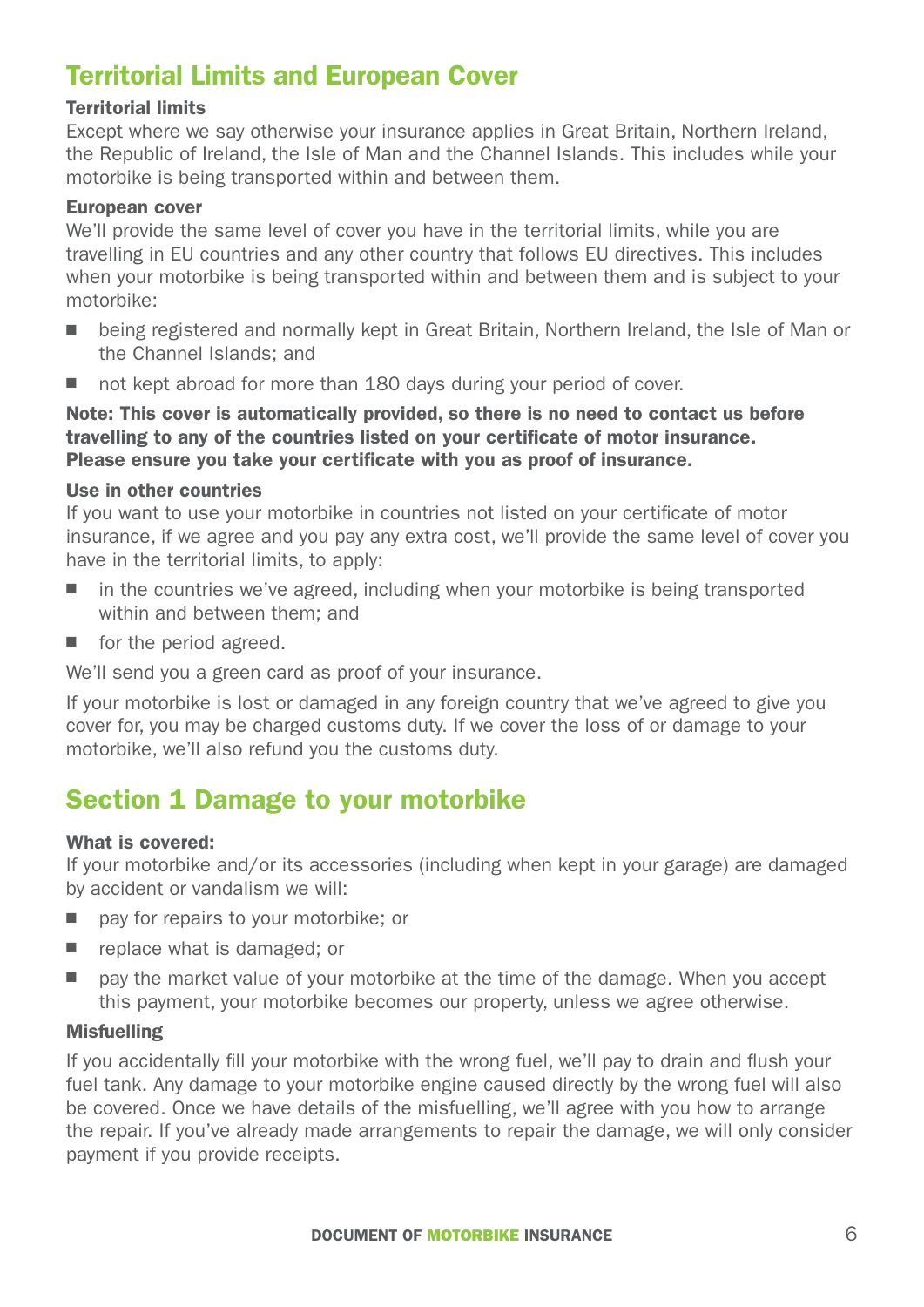## Territorial Limits and European Cover

### Territorial limits

Except where we say otherwise your insurance applies in Great Britain, Northern Ireland, the Republic of Ireland, the Isle of Man and the Channel Islands. This includes while your motorbike is being transported within and between them.

### European cover

We'll provide the same level of cover you have in the territorial limits, while you are travelling in EU countries and any other country that follows EU directives. This includes when your motorbike is being transported within and between them and is subject to your motorbike:

- being registered and normally kept in Great Britain, Northern Ireland, the Isle of Man or the Channel Islands; and
- not kept abroad for more than 180 days during your period of cover.

**Note: This cover is automatically provided, so there is no need to contact us before travelling to any of the countries listed on your certificate of motor insurance. Please ensure you take your certificate with you as proof of insurance.**

### Use in other countries

If you want to use your motorbike in countries not listed on your certificate of motor insurance, if we agree and you pay any extra cost, we'll provide the same level of cover you have in the territorial limits, to apply:

- in the countries we've agreed, including when your motorbike is being transported within and between them; and
- for the period agreed.

We'll send you a green card as proof of your insurance.

If your motorbike is lost or damaged in any foreign country that we've agreed to give you cover for, you may be charged customs duty. If we cover the loss of or damage to your motorbike, we'll also refund you the customs duty.

## Section 1 Damage to your motorbike

### What is covered:

If your motorbike and/or its accessories (including when kept in your garage) are damaged by accident or vandalism we will:

- pay for repairs to your motorbike; or
- replace what is damaged; or
- pay the market value of your motorbike at the time of the damage. When you accept this payment, your motorbike becomes our property, unless we agree otherwise.

### Misfuelling

If you accidentally fill your motorbike with the wrong fuel, we'll pay to drain and flush your fuel tank. Any damage to your motorbike engine caused directly by the wrong fuel will also be covered. Once we have details of the misfuelling, we'll agree with you how to arrange the repair. If you've already made arrangements to repair the damage, we will only consider payment if you provide receipts.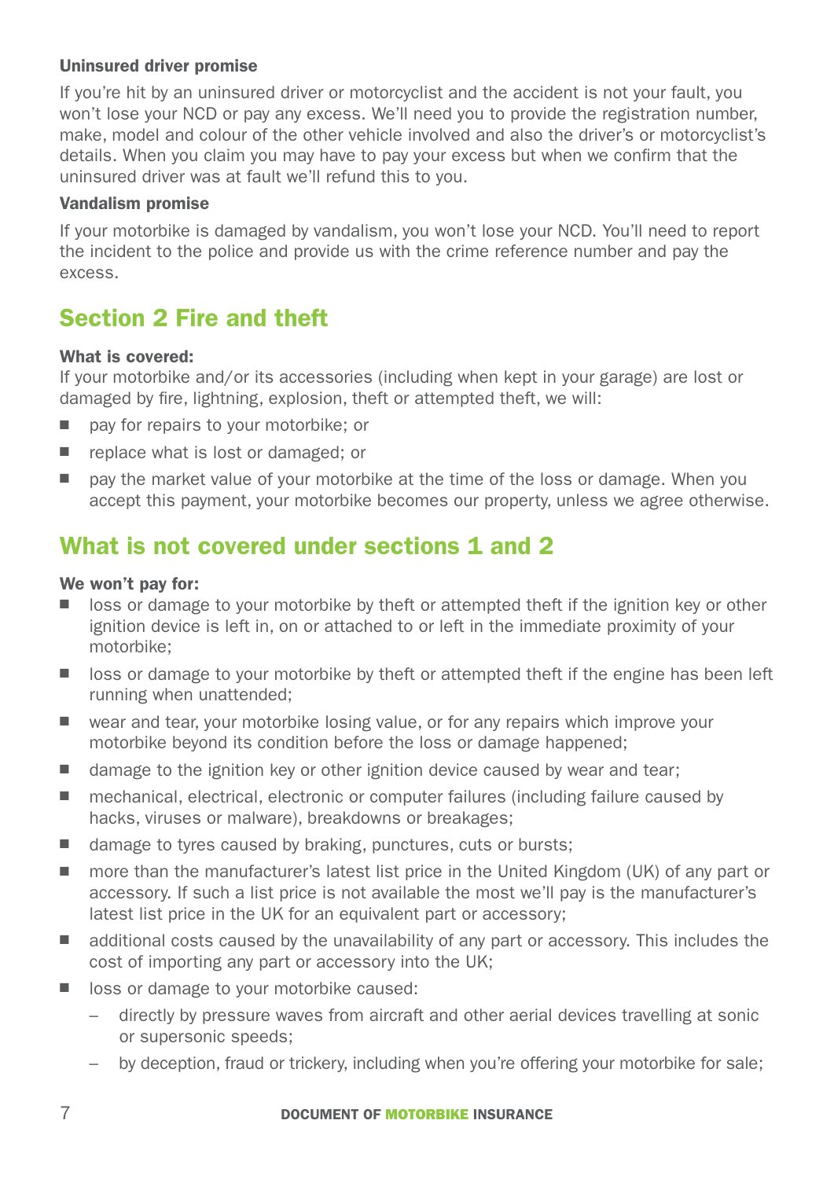#### Uninsured driver promise

If you're hit by an uninsured driver or motorcyclist and the accident is not your fault, you won't lose your NCD or pay any excess. We'll need you to provide the registration number, make, model and colour of the other vehicle involved and also the driver's or motorcyclist's details. When you claim you may have to pay your excess but when we confirm that the uninsured driver was at fault we'll refund this to you.

#### Vandalism promise

If your motorbike is damaged by vandalism, you won't lose your NCD. You'll need to report the incident to the police and provide us with the crime reference number and pay the excess.

## Section 2 Fire and theft

**What is covered:**
If your motorbike and/or its accessories (including when kept in your garage) are lost or damaged by fire, lightning, explosion, theft or attempted theft, we will:

- pay for repairs to your motorbike; or
- replace what is lost or damaged; or
- pay the market value of your motorbike at the time of the loss or damage. When you accept this payment, your motorbike becomes our property, unless we agree otherwise.

## What is not covered under sections 1 and 2

**We won't pay for:**

- loss or damage to your motorbike by theft or attempted theft if the ignition key or other ignition device is left in, on or attached to or left in the immediate proximity of your motorbike;
- loss or damage to your motorbike by theft or attempted theft if the engine has been left running when unattended;
- wear and tear, your motorbike losing value, or for any repairs which improve your motorbike beyond its condition before the loss or damage happened;
- damage to the ignition key or other ignition device caused by wear and tear;
- mechanical, electrical, electronic or computer failures (including failure caused by hacks, viruses or malware), breakdowns or breakages;
- damage to tyres caused by braking, punctures, cuts or bursts;
- more than the manufacturer's latest list price in the United Kingdom (UK) of any part or accessory. If such a list price is not available the most we'll pay is the manufacturer's latest list price in the UK for an equivalent part or accessory;
- additional costs caused by the unavailability of any part or accessory. This includes the cost of importing any part or accessory into the UK;
- loss or damage to your motorbike caused:
  - directly by pressure waves from aircraft and other aerial devices travelling at sonic or supersonic speeds;
  - by deception, fraud or trickery, including when you're offering your motorbike for sale;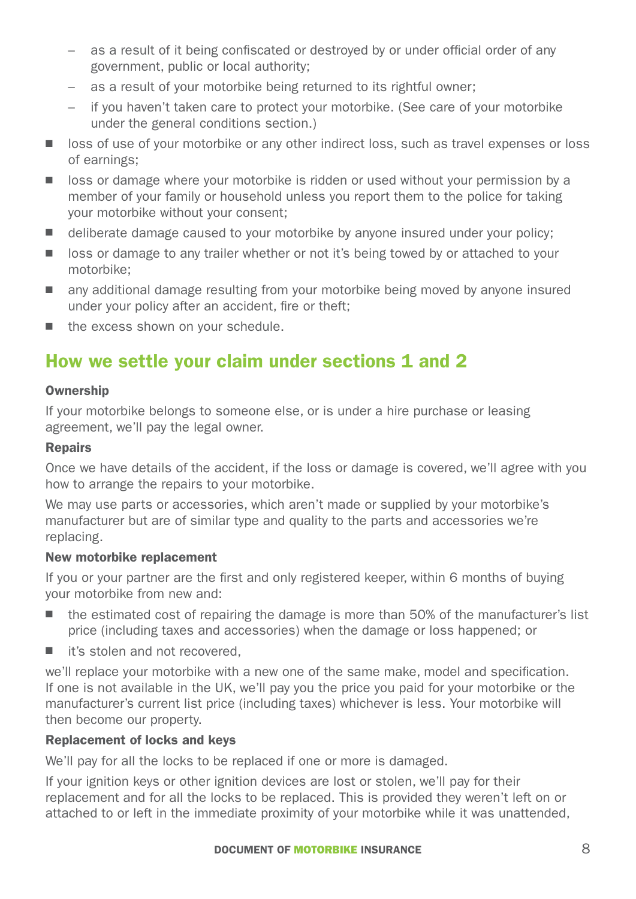- as a result of it being confiscated or destroyed by or under official order of any government, public or local authority;
  - as a result of your motorbike being returned to its rightful owner;
  - if you haven't taken care to protect your motorbike. (See care of your motorbike under the general conditions section.)
- loss of use of your motorbike or any other indirect loss, such as travel expenses or loss of earnings;
- loss or damage where your motorbike is ridden or used without your permission by a member of your family or household unless you report them to the police for taking your motorbike without your consent;
- deliberate damage caused to your motorbike by anyone insured under your policy;
- loss or damage to any trailer whether or not it's being towed by or attached to your motorbike;
- any additional damage resulting from your motorbike being moved by anyone insured under your policy after an accident, fire or theft;
- the excess shown on your schedule.

## How we settle your claim under sections 1 and 2

**Ownership**

If your motorbike belongs to someone else, or is under a hire purchase or leasing agreement, we'll pay the legal owner.

**Repairs**

Once we have details of the accident, if the loss or damage is covered, we'll agree with you how to arrange the repairs to your motorbike.

We may use parts or accessories, which aren't made or supplied by your motorbike's manufacturer but are of similar type and quality to the parts and accessories we're replacing.

**New motorbike replacement**

If you or your partner are the first and only registered keeper, within 6 months of buying your motorbike from new and:

- the estimated cost of repairing the damage is more than 50% of the manufacturer's list price (including taxes and accessories) when the damage or loss happened; or
- it's stolen and not recovered,

we'll replace your motorbike with a new one of the same make, model and specification. If one is not available in the UK, we'll pay you the price you paid for your motorbike or the manufacturer's current list price (including taxes) whichever is less. Your motorbike will then become our property.

**Replacement of locks and keys**

We'll pay for all the locks to be replaced if one or more is damaged.

If your ignition keys or other ignition devices are lost or stolen, we'll pay for their replacement and for all the locks to be replaced. This is provided they weren't left on or attached to or left in the immediate proximity of your motorbike while it was unattended,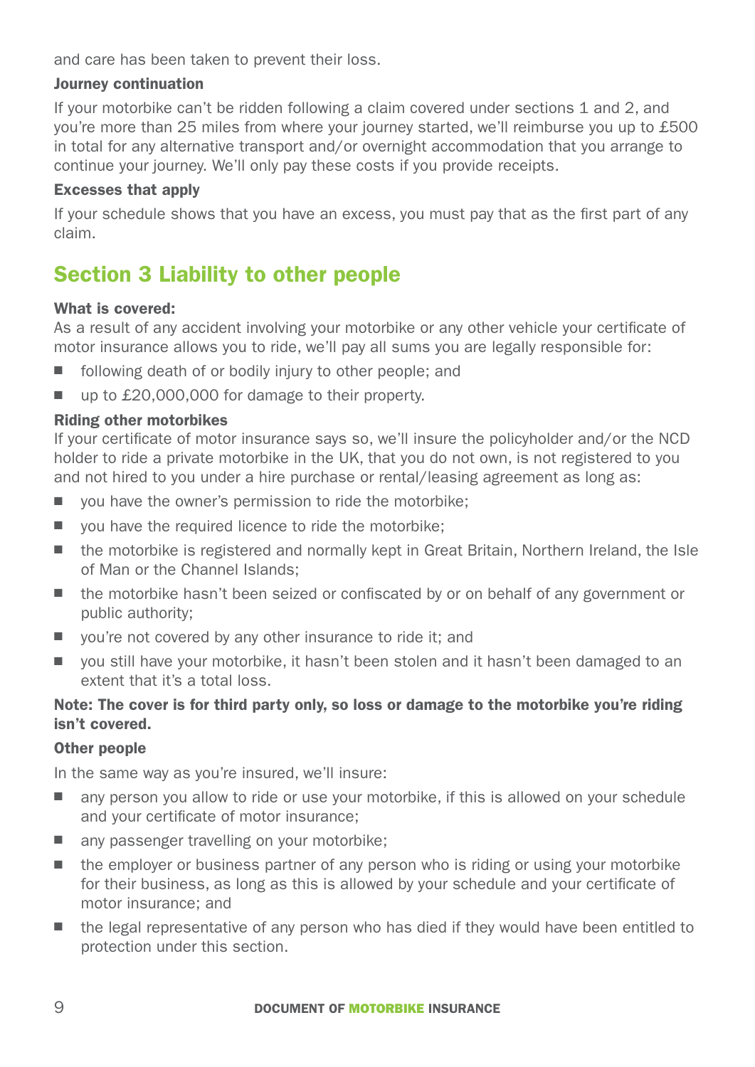and care has been taken to prevent their loss.

**Journey continuation**

If your motorbike can't be ridden following a claim covered under sections 1 and 2, and you're more than 25 miles from where your journey started, we'll reimburse you up to £500 in total for any alternative transport and/or overnight accommodation that you arrange to continue your journey. We'll only pay these costs if you provide receipts.

**Excesses that apply**

If your schedule shows that you have an excess, you must pay that as the first part of any claim.

## Section 3 Liability to other people

**What is covered:**

As a result of any accident involving your motorbike or any other vehicle your certificate of motor insurance allows you to ride, we'll pay all sums you are legally responsible for:

- following death of or bodily injury to other people; and
- up to £20,000,000 for damage to their property.

**Riding other motorbikes**

If your certificate of motor insurance says so, we'll insure the policyholder and/or the NCD holder to ride a private motorbike in the UK, that you do not own, is not registered to you and not hired to you under a hire purchase or rental/leasing agreement as long as:

- you have the owner's permission to ride the motorbike;
- you have the required licence to ride the motorbike;
- the motorbike is registered and normally kept in Great Britain, Northern Ireland, the Isle of Man or the Channel Islands;
- the motorbike hasn't been seized or confiscated by or on behalf of any government or public authority;
- you're not covered by any other insurance to ride it; and
- you still have your motorbike, it hasn't been stolen and it hasn't been damaged to an extent that it's a total loss.

**Note: The cover is for third party only, so loss or damage to the motorbike you're riding isn't covered.**

**Other people**

In the same way as you're insured, we'll insure:

- any person you allow to ride or use your motorbike, if this is allowed on your schedule and your certificate of motor insurance;
- any passenger travelling on your motorbike;
- the employer or business partner of any person who is riding or using your motorbike for their business, as long as this is allowed by your schedule and your certificate of motor insurance; and
- the legal representative of any person who has died if they would have been entitled to protection under this section.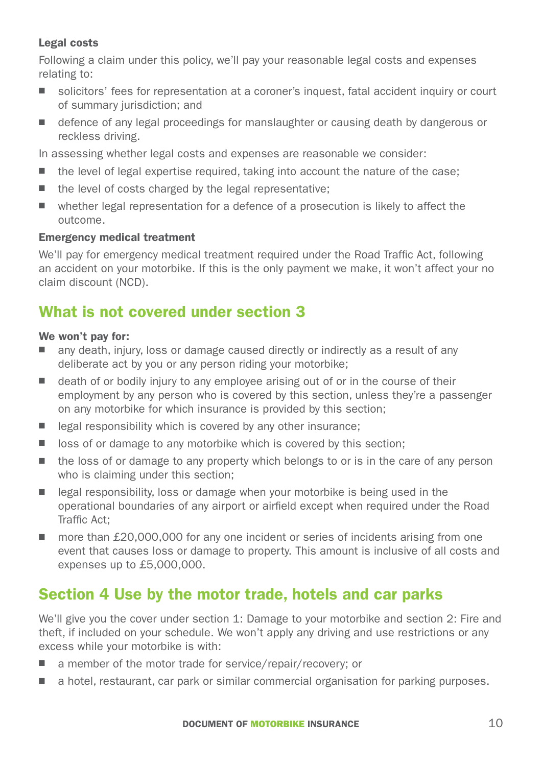### Legal costs

Following a claim under this policy, we'll pay your reasonable legal costs and expenses relating to:

- solicitors' fees for representation at a coroner's inquest, fatal accident inquiry or court of summary jurisdiction; and
- defence of any legal proceedings for manslaughter or causing death by dangerous or reckless driving.

In assessing whether legal costs and expenses are reasonable we consider:

- the level of legal expertise required, taking into account the nature of the case;
- the level of costs charged by the legal representative;
- whether legal representation for a defence of a prosecution is likely to affect the outcome.

### Emergency medical treatment

We'll pay for emergency medical treatment required under the Road Traffic Act, following an accident on your motorbike. If this is the only payment we make, it won't affect your no claim discount (NCD).

## What is not covered under section 3

**We won't pay for:**

- any death, injury, loss or damage caused directly or indirectly as a result of any deliberate act by you or any person riding your motorbike;
- death of or bodily injury to any employee arising out of or in the course of their employment by any person who is covered by this section, unless they're a passenger on any motorbike for which insurance is provided by this section;
- legal responsibility which is covered by any other insurance;
- loss of or damage to any motorbike which is covered by this section;
- the loss of or damage to any property which belongs to or is in the care of any person who is claiming under this section;
- legal responsibility, loss or damage when your motorbike is being used in the operational boundaries of any airport or airfield except when required under the Road Traffic Act;
- more than £20,000,000 for any one incident or series of incidents arising from one event that causes loss or damage to property. This amount is inclusive of all costs and expenses up to £5,000,000.

## Section 4 Use by the motor trade, hotels and car parks

We'll give you the cover under section 1: Damage to your motorbike and section 2: Fire and theft, if included on your schedule. We won't apply any driving and use restrictions or any excess while your motorbike is with:

- a member of the motor trade for service/repair/recovery; or
- a hotel, restaurant, car park or similar commercial organisation for parking purposes.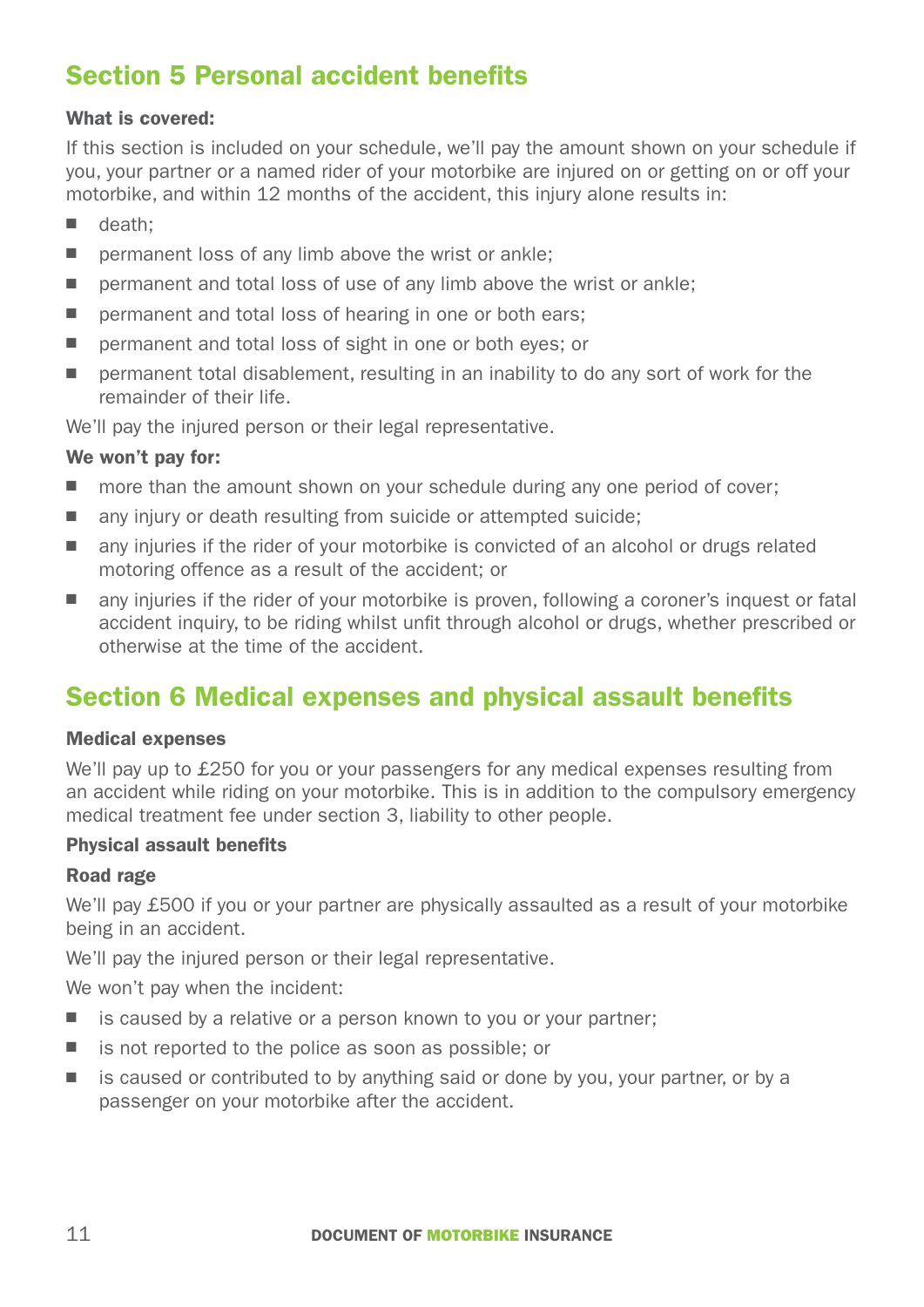## Section 5 Personal accident benefits

**What is covered:**

If this section is included on your schedule, we'll pay the amount shown on your schedule if you, your partner or a named rider of your motorbike are injured on or getting on or off your motorbike, and within 12 months of the accident, this injury alone results in:

- death;
- permanent loss of any limb above the wrist or ankle;
- permanent and total loss of use of any limb above the wrist or ankle;
- permanent and total loss of hearing in one or both ears;
- permanent and total loss of sight in one or both eyes; or
- permanent total disablement, resulting in an inability to do any sort of work for the remainder of their life.

We'll pay the injured person or their legal representative.

**We won't pay for:**

- more than the amount shown on your schedule during any one period of cover;
- any injury or death resulting from suicide or attempted suicide;
- any injuries if the rider of your motorbike is convicted of an alcohol or drugs related motoring offence as a result of the accident; or
- any injuries if the rider of your motorbike is proven, following a coroner's inquest or fatal accident inquiry, to be riding whilst unfit through alcohol or drugs, whether prescribed or otherwise at the time of the accident.

## Section 6 Medical expenses and physical assault benefits

**Medical expenses**

We'll pay up to £250 for you or your passengers for any medical expenses resulting from an accident while riding on your motorbike. This is in addition to the compulsory emergency medical treatment fee under section 3, liability to other people.

**Physical assault benefits**

**Road rage**

We'll pay £500 if you or your partner are physically assaulted as a result of your motorbike being in an accident.

We'll pay the injured person or their legal representative.

We won't pay when the incident:

- is caused by a relative or a person known to you or your partner;
- is not reported to the police as soon as possible; or
- is caused or contributed to by anything said or done by you, your partner, or by a passenger on your motorbike after the accident.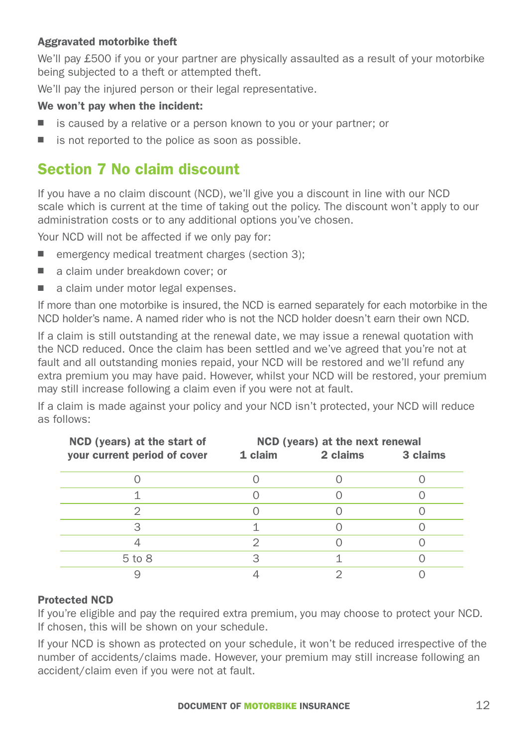**Aggravated motorbike theft**

We'll pay £500 if you or your partner are physically assaulted as a result of your motorbike being subjected to a theft or attempted theft.

We'll pay the injured person or their legal representative.

**We won't pay when the incident:**

- is caused by a relative or a person known to you or your partner; or
- is not reported to the police as soon as possible.

## Section 7 No claim discount

If you have a no claim discount (NCD), we'll give you a discount in line with our NCD scale which is current at the time of taking out the policy. The discount won't apply to our administration costs or to any additional options you've chosen.

Your NCD will not be affected if we only pay for:

- emergency medical treatment charges (section 3);
- a claim under breakdown cover; or
- a claim under motor legal expenses.

If more than one motorbike is insured, the NCD is earned separately for each motorbike in the NCD holder's name. A named rider who is not the NCD holder doesn't earn their own NCD.

If a claim is still outstanding at the renewal date, we may issue a renewal quotation with the NCD reduced. Once the claim has been settled and we've agreed that you're not at fault and all outstanding monies repaid, your NCD will be restored and we'll refund any extra premium you may have paid. However, whilst your NCD will be restored, your premium may still increase following a claim even if you were not at fault.

If a claim is made against your policy and your NCD isn't protected, your NCD will reduce as follows:

| NCD (years) at the start of your current period of cover | NCD (years) at the next renewal | | |
|---|---|---|---|
| | 1 claim | 2 claims | 3 claims |
| 0 | 0 | 0 | 0 |
| 1 | 0 | 0 | 0 |
| 2 | 0 | 0 | 0 |
| 3 | 1 | 0 | 0 |
| 4 | 2 | 0 | 0 |
| 5 to 8 | 3 | 1 | 0 |
| 9 | 4 | 2 | 0 |

**Protected NCD**

If you're eligible and pay the required extra premium, you may choose to protect your NCD. If chosen, this will be shown on your schedule.

If your NCD is shown as protected on your schedule, it won't be reduced irrespective of the number of accidents/claims made. However, your premium may still increase following an accident/claim even if you were not at fault.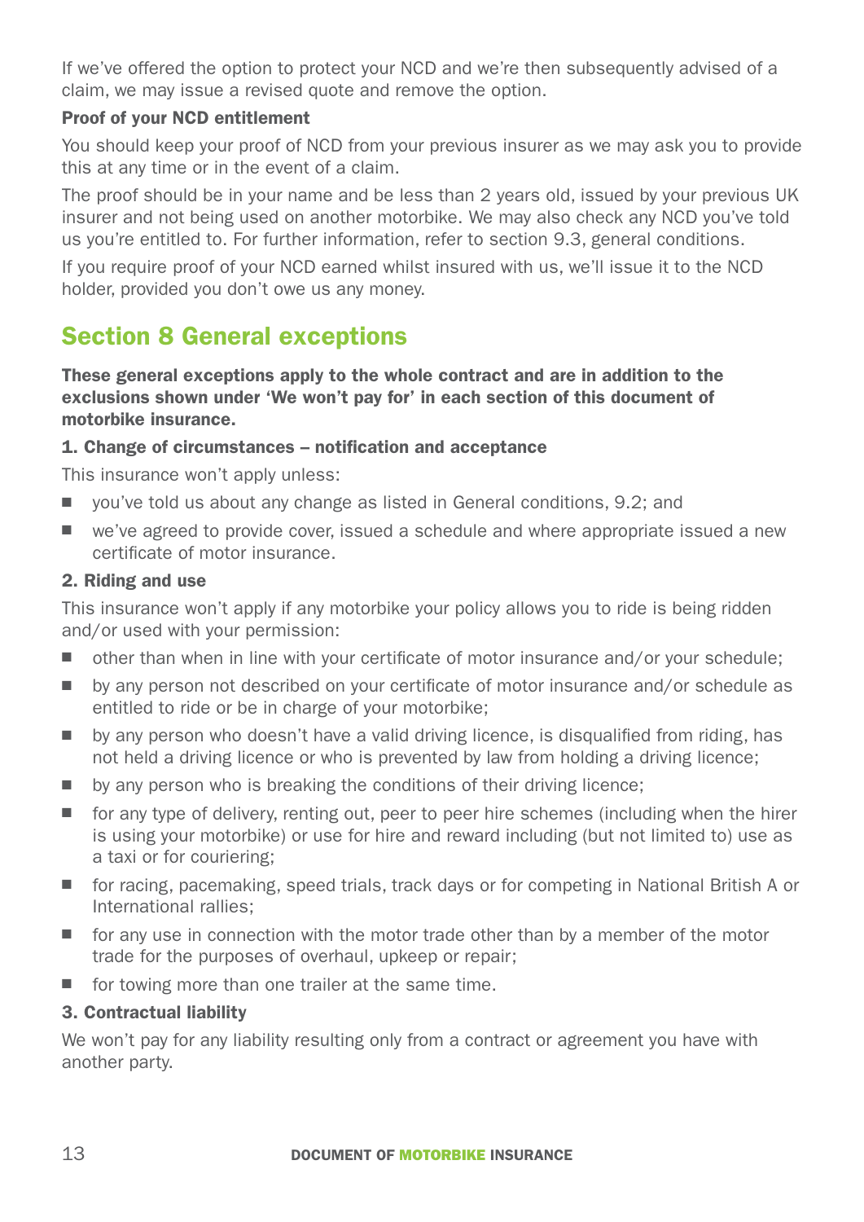If we've offered the option to protect your NCD and we're then subsequently advised of a claim, we may issue a revised quote and remove the option.

**Proof of your NCD entitlement**

You should keep your proof of NCD from your previous insurer as we may ask you to provide this at any time or in the event of a claim.

The proof should be in your name and be less than 2 years old, issued by your previous UK insurer and not being used on another motorbike. We may also check any NCD you've told us you're entitled to. For further information, refer to section 9.3, general conditions.

If you require proof of your NCD earned whilst insured with us, we'll issue it to the NCD holder, provided you don't owe us any money.

## Section 8 General exceptions

**These general exceptions apply to the whole contract and are in addition to the exclusions shown under 'We won't pay for' in each section of this document of motorbike insurance.**

### 1. Change of circumstances – notification and acceptance

This insurance won't apply unless:

- you've told us about any change as listed in General conditions, 9.2; and
- we've agreed to provide cover, issued a schedule and where appropriate issued a new certificate of motor insurance.

### 2. Riding and use

This insurance won't apply if any motorbike your policy allows you to ride is being ridden and/or used with your permission:

- other than when in line with your certificate of motor insurance and/or your schedule;
- by any person not described on your certificate of motor insurance and/or schedule as entitled to ride or be in charge of your motorbike;
- by any person who doesn't have a valid driving licence, is disqualified from riding, has not held a driving licence or who is prevented by law from holding a driving licence;
- by any person who is breaking the conditions of their driving licence;
- for any type of delivery, renting out, peer to peer hire schemes (including when the hirer is using your motorbike) or use for hire and reward including (but not limited to) use as a taxi or for couriering;
- for racing, pacemaking, speed trials, track days or for competing in National British A or International rallies;
- for any use in connection with the motor trade other than by a member of the motor trade for the purposes of overhaul, upkeep or repair;
- for towing more than one trailer at the same time.

### 3. Contractual liability

We won't pay for any liability resulting only from a contract or agreement you have with another party.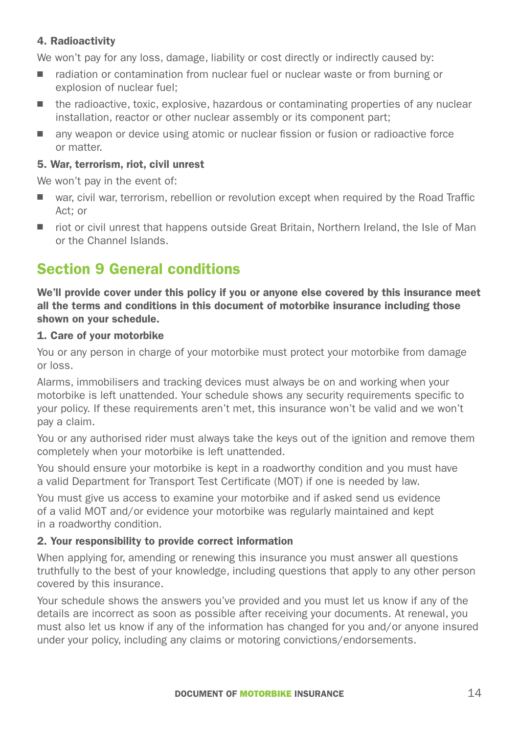#### 4. Radioactivity

We won't pay for any loss, damage, liability or cost directly or indirectly caused by:

- radiation or contamination from nuclear fuel or nuclear waste or from burning or explosion of nuclear fuel;
- the radioactive, toxic, explosive, hazardous or contaminating properties of any nuclear installation, reactor or other nuclear assembly or its component part;
- any weapon or device using atomic or nuclear fission or fusion or radioactive force or matter.

#### 5. War, terrorism, riot, civil unrest

We won't pay in the event of:

- war, civil war, terrorism, rebellion or revolution except when required by the Road Traffic Act; or
- riot or civil unrest that happens outside Great Britain, Northern Ireland, the Isle of Man or the Channel Islands.

## Section 9 General conditions

**We'll provide cover under this policy if you or anyone else covered by this insurance meet all the terms and conditions in this document of motorbike insurance including those shown on your schedule.**

#### 1. Care of your motorbike

You or any person in charge of your motorbike must protect your motorbike from damage or loss.

Alarms, immobilisers and tracking devices must always be on and working when your motorbike is left unattended. Your schedule shows any security requirements specific to your policy. If these requirements aren't met, this insurance won't be valid and we won't pay a claim.

You or any authorised rider must always take the keys out of the ignition and remove them completely when your motorbike is left unattended.

You should ensure your motorbike is kept in a roadworthy condition and you must have a valid Department for Transport Test Certificate (MOT) if one is needed by law.

You must give us access to examine your motorbike and if asked send us evidence of a valid MOT and/or evidence your motorbike was regularly maintained and kept in a roadworthy condition.

#### 2. Your responsibility to provide correct information

When applying for, amending or renewing this insurance you must answer all questions truthfully to the best of your knowledge, including questions that apply to any other person covered by this insurance.

Your schedule shows the answers you've provided and you must let us know if any of the details are incorrect as soon as possible after receiving your documents. At renewal, you must also let us know if any of the information has changed for you and/or anyone insured under your policy, including any claims or motoring convictions/endorsements.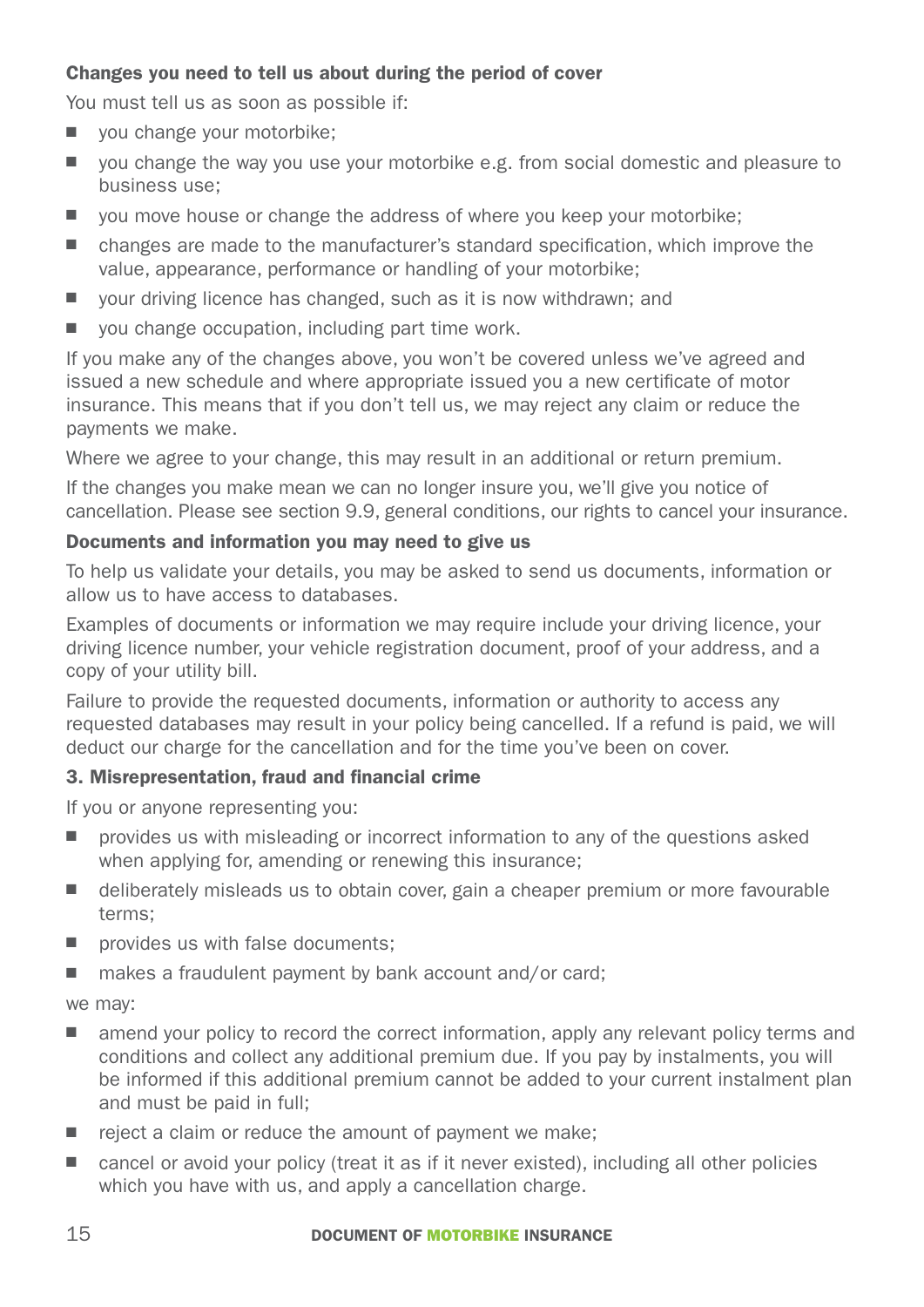### Changes you need to tell us about during the period of cover

You must tell us as soon as possible if:

- you change your motorbike;
- you change the way you use your motorbike e.g. from social domestic and pleasure to business use;
- you move house or change the address of where you keep your motorbike;
- changes are made to the manufacturer's standard specification, which improve the value, appearance, performance or handling of your motorbike;
- your driving licence has changed, such as it is now withdrawn; and
- you change occupation, including part time work.

If you make any of the changes above, you won't be covered unless we've agreed and issued a new schedule and where appropriate issued you a new certificate of motor insurance. This means that if you don't tell us, we may reject any claim or reduce the payments we make.

Where we agree to your change, this may result in an additional or return premium.

If the changes you make mean we can no longer insure you, we'll give you notice of cancellation. Please see section 9.9, general conditions, our rights to cancel your insurance.

### Documents and information you may need to give us

To help us validate your details, you may be asked to send us documents, information or allow us to have access to databases.

Examples of documents or information we may require include your driving licence, your driving licence number, your vehicle registration document, proof of your address, and a copy of your utility bill.

Failure to provide the requested documents, information or authority to access any requested databases may result in your policy being cancelled. If a refund is paid, we will deduct our charge for the cancellation and for the time you've been on cover.

### 3. Misrepresentation, fraud and financial crime

If you or anyone representing you:

- provides us with misleading or incorrect information to any of the questions asked when applying for, amending or renewing this insurance;
- deliberately misleads us to obtain cover, gain a cheaper premium or more favourable terms;
- provides us with false documents;
- makes a fraudulent payment by bank account and/or card;

we may:

- amend your policy to record the correct information, apply any relevant policy terms and conditions and collect any additional premium due. If you pay by instalments, you will be informed if this additional premium cannot be added to your current instalment plan and must be paid in full;
- reject a claim or reduce the amount of payment we make;
- cancel or avoid your policy (treat it as if it never existed), including all other policies which you have with us, and apply a cancellation charge.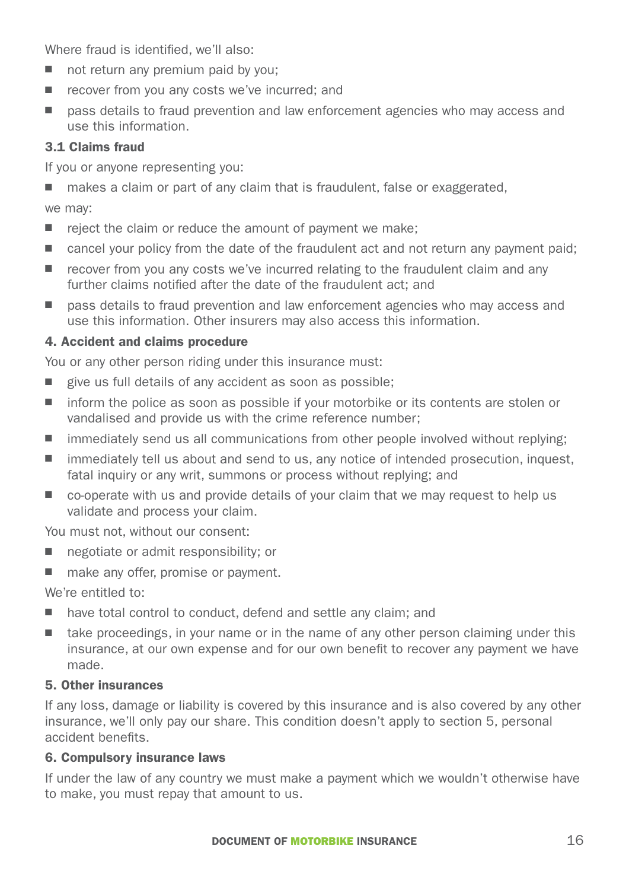Where fraud is identified, we'll also:

- not return any premium paid by you;
- recover from you any costs we've incurred; and
- pass details to fraud prevention and law enforcement agencies who may access and use this information.

### 3.1 Claims fraud

If you or anyone representing you:

- makes a claim or part of any claim that is fraudulent, false or exaggerated,

we may:

- reject the claim or reduce the amount of payment we make;
- cancel your policy from the date of the fraudulent act and not return any payment paid;
- recover from you any costs we've incurred relating to the fraudulent claim and any further claims notified after the date of the fraudulent act; and
- pass details to fraud prevention and law enforcement agencies who may access and use this information. Other insurers may also access this information.

### 4. Accident and claims procedure

You or any other person riding under this insurance must:

- give us full details of any accident as soon as possible;
- inform the police as soon as possible if your motorbike or its contents are stolen or vandalised and provide us with the crime reference number;
- immediately send us all communications from other people involved without replying;
- immediately tell us about and send to us, any notice of intended prosecution, inquest, fatal inquiry or any writ, summons or process without replying; and
- co-operate with us and provide details of your claim that we may request to help us validate and process your claim.

You must not, without our consent:

- negotiate or admit responsibility; or
- make any offer, promise or payment.

We're entitled to:

- have total control to conduct, defend and settle any claim; and
- take proceedings, in your name or in the name of any other person claiming under this insurance, at our own expense and for our own benefit to recover any payment we have made.

### 5. Other insurances

If any loss, damage or liability is covered by this insurance and is also covered by any other insurance, we'll only pay our share. This condition doesn't apply to section 5, personal accident benefits.

### 6. Compulsory insurance laws

If under the law of any country we must make a payment which we wouldn't otherwise have to make, you must repay that amount to us.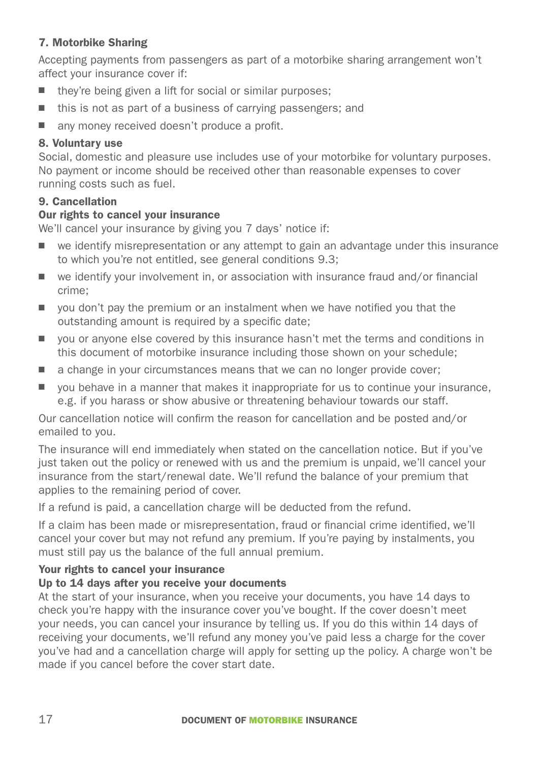### 7. Motorbike Sharing

Accepting payments from passengers as part of a motorbike sharing arrangement won't affect your insurance cover if:

- they're being given a lift for social or similar purposes;
- this is not as part of a business of carrying passengers; and
- any money received doesn't produce a profit.

### 8. Voluntary use

Social, domestic and pleasure use includes use of your motorbike for voluntary purposes. No payment or income should be received other than reasonable expenses to cover running costs such as fuel.

### 9. Cancellation

#### Our rights to cancel your insurance

We'll cancel your insurance by giving you 7 days' notice if:

- we identify misrepresentation or any attempt to gain an advantage under this insurance to which you're not entitled, see general conditions 9.3;
- we identify your involvement in, or association with insurance fraud and/or financial crime;
- you don't pay the premium or an instalment when we have notified you that the outstanding amount is required by a specific date;
- you or anyone else covered by this insurance hasn't met the terms and conditions in this document of motorbike insurance including those shown on your schedule;
- a change in your circumstances means that we can no longer provide cover;
- you behave in a manner that makes it inappropriate for us to continue your insurance, e.g. if you harass or show abusive or threatening behaviour towards our staff.

Our cancellation notice will confirm the reason for cancellation and be posted and/or emailed to you.

The insurance will end immediately when stated on the cancellation notice. But if you've just taken out the policy or renewed with us and the premium is unpaid, we'll cancel your insurance from the start/renewal date. We'll refund the balance of your premium that applies to the remaining period of cover.

If a refund is paid, a cancellation charge will be deducted from the refund.

If a claim has been made or misrepresentation, fraud or financial crime identified, we'll cancel your cover but may not refund any premium. If you're paying by instalments, you must still pay us the balance of the full annual premium.

#### Your rights to cancel your insurance

**Up to 14 days after you receive your documents**

At the start of your insurance, when you receive your documents, you have 14 days to check you're happy with the insurance cover you've bought. If the cover doesn't meet your needs, you can cancel your insurance by telling us. If you do this within 14 days of receiving your documents, we'll refund any money you've paid less a charge for the cover you've had and a cancellation charge will apply for setting up the policy. A charge won't be made if you cancel before the cover start date.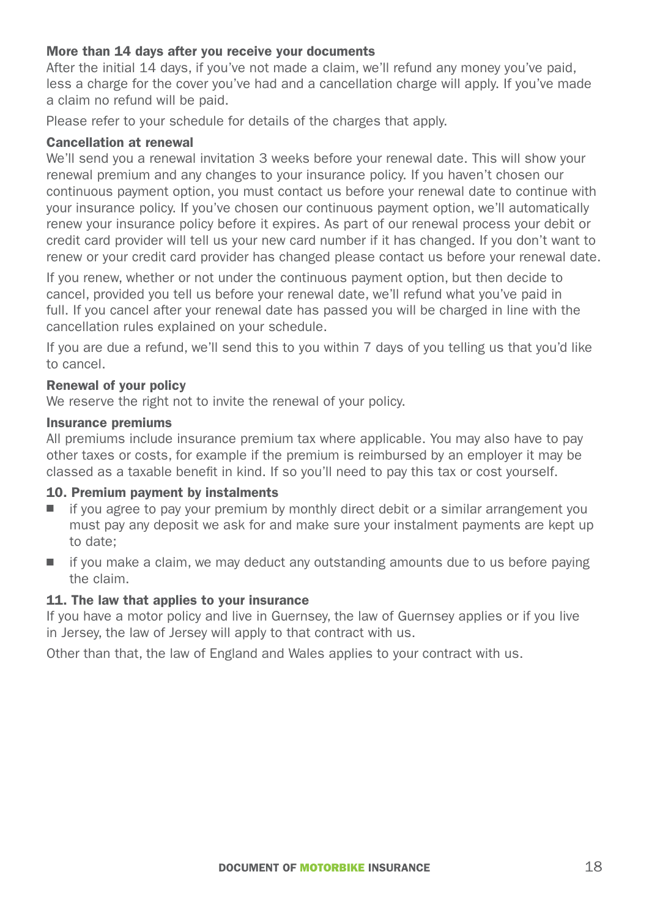### More than 14 days after you receive your documents

After the initial 14 days, if you've not made a claim, we'll refund any money you've paid, less a charge for the cover you've had and a cancellation charge will apply. If you've made a claim no refund will be paid.

Please refer to your schedule for details of the charges that apply.

### Cancellation at renewal

We'll send you a renewal invitation 3 weeks before your renewal date. This will show your renewal premium and any changes to your insurance policy. If you haven't chosen our continuous payment option, you must contact us before your renewal date to continue with your insurance policy. If you've chosen our continuous payment option, we'll automatically renew your insurance policy before it expires. As part of our renewal process your debit or credit card provider will tell us your new card number if it has changed. If you don't want to renew or your credit card provider has changed please contact us before your renewal date.

If you renew, whether or not under the continuous payment option, but then decide to cancel, provided you tell us before your renewal date, we'll refund what you've paid in full. If you cancel after your renewal date has passed you will be charged in line with the cancellation rules explained on your schedule.

If you are due a refund, we'll send this to you within 7 days of you telling us that you'd like to cancel.

### Renewal of your policy

We reserve the right not to invite the renewal of your policy.

### Insurance premiums

All premiums include insurance premium tax where applicable. You may also have to pay other taxes or costs, for example if the premium is reimbursed by an employer it may be classed as a taxable benefit in kind. If so you'll need to pay this tax or cost yourself.

## 10. Premium payment by instalments

- if you agree to pay your premium by monthly direct debit or a similar arrangement you must pay any deposit we ask for and make sure your instalment payments are kept up to date;
- if you make a claim, we may deduct any outstanding amounts due to us before paying the claim.

## 11. The law that applies to your insurance

If you have a motor policy and live in Guernsey, the law of Guernsey applies or if you live in Jersey, the law of Jersey will apply to that contract with us.

Other than that, the law of England and Wales applies to your contract with us.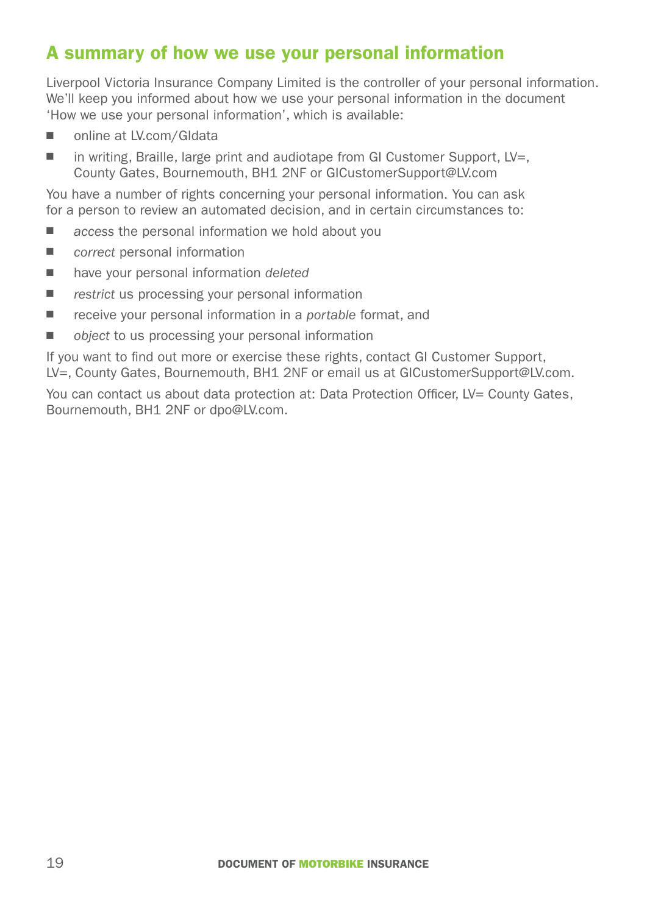## A summary of how we use your personal information

Liverpool Victoria Insurance Company Limited is the controller of your personal information. We'll keep you informed about how we use your personal information in the document 'How we use your personal information', which is available:

- online at LV.com/GIdata
- in writing, Braille, large print and audiotape from GI Customer Support, LV=, County Gates, Bournemouth, BH1 2NF or GICustomerSupport@LV.com

You have a number of rights concerning your personal information. You can ask for a person to review an automated decision, and in certain circumstances to:

- *access* the personal information we hold about you
- *correct* personal information
- have your personal information *deleted*
- *restrict* us processing your personal information
- receive your personal information in a *portable* format, and
- *object* to us processing your personal information

If you want to find out more or exercise these rights, contact GI Customer Support, LV=, County Gates, Bournemouth, BH1 2NF or email us at GICustomerSupport@LV.com.

You can contact us about data protection at: Data Protection Officer, LV= County Gates, Bournemouth, BH1 2NF or dpo@LV.com.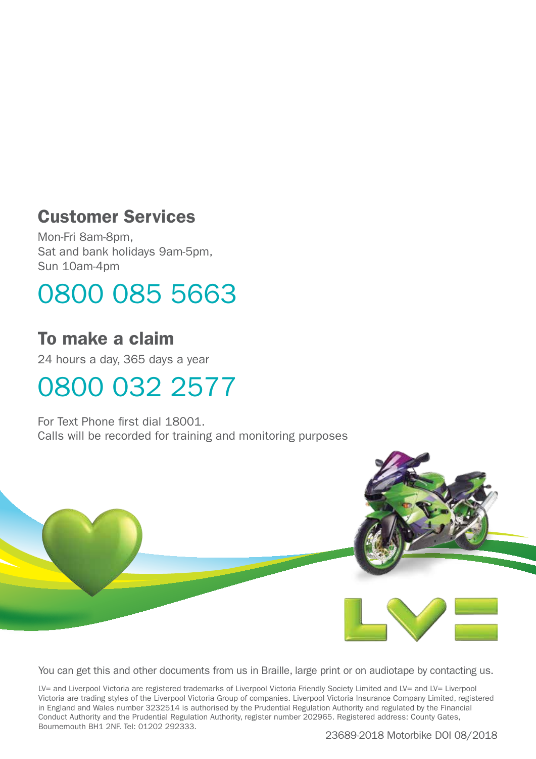## Customer Services

Mon-Fri 8am-8pm,
Sat and bank holidays 9am-5pm,
Sun 10am-4pm

# 0800 085 5663

## To make a claim

24 hours a day, 365 days a year

# 0800 032 2577

For Text Phone first dial 18001.
Calls will be recorded for training and monitoring purposes

You can get this and other documents from us in Braille, large print or on audiotape by contacting us.

LV= and Liverpool Victoria are registered trademarks of Liverpool Victoria Friendly Society Limited and LV= and LV= Liverpool Victoria are trading styles of the Liverpool Victoria Group of companies. Liverpool Victoria Insurance Company Limited, registered in England and Wales number 3232514 is authorised by the Prudential Regulation Authority and regulated by the Financial Conduct Authority and the Prudential Regulation Authority, register number 202965. Registered address: County Gates, Bournemouth BH1 2NF. Tel: 01202 292333.

23689-2018 Motorbike DOI 08/2018